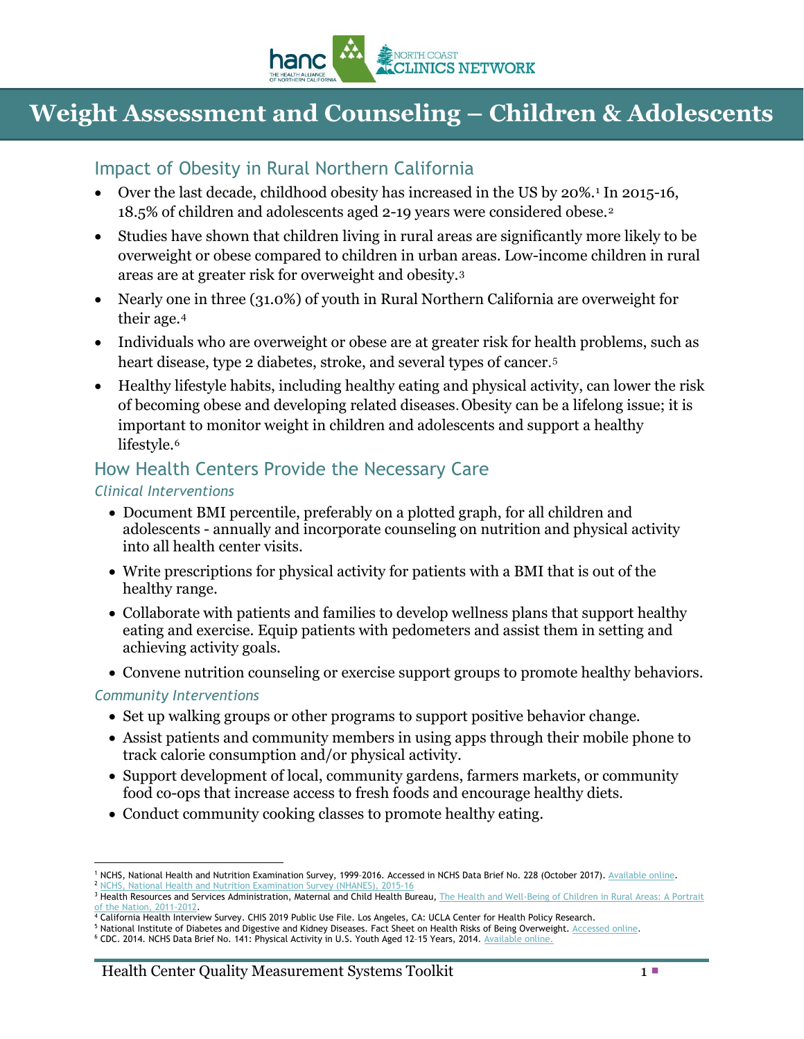# Weight Assessment and Counseling – Children & Adolescents

## Impact of Obesity in Rural Northern California

- Over the last decade, childhood obesity has increased in the US by 20%.[1] In 2015-16, 18.5% of children and adolescents aged 2-19 years were considered obese.[2]
- Studies have shown that children living in rural areas are significantly more likely to be overweight or obese compared to children in urban areas. Low-income children in rural areas are at greater risk for overweight and obesity.[3]
- Nearly one in three (31.0%) of youth in Rural Northern California are overweight for their age.[4]
- Individuals who are overweight or obese are at greater risk for health problems, such as heart disease, type 2 diabetes, stroke, and several types of cancer.[5]
- Healthy lifestyle habits, including healthy eating and physical activity, can lower the risk of becoming obese and developing related diseases. Obesity can be a lifelong issue; it is important to monitor weight in children and adolescents and support a healthy lifestyle.[6]

## How Health Centers Provide the Necessary Care

### *Clinical Interventions*

- Document BMI percentile, preferably on a plotted graph, for all children and adolescents - annually and incorporate counseling on nutrition and physical activity into all health center visits.
- Write prescriptions for physical activity for patients with a BMI that is out of the healthy range.
- Collaborate with patients and families to develop wellness plans that support healthy eating and exercise. Equip patients with pedometers and assist them in setting and achieving activity goals.
- Convene nutrition counseling or exercise support groups to promote healthy behaviors.

### *Community Interventions*

- Set up walking groups or other programs to support positive behavior change.
- Assist patients and community members in using apps through their mobile phone to track calorie consumption and/or physical activity.
- Support development of local, community gardens, farmers markets, or community food co-ops that increase access to fresh foods and encourage healthy diets.
- Conduct community cooking classes to promote healthy eating.

---

[1] NCHS, National Health and Nutrition Examination Survey, 1999–2016. Accessed in NCHS Data Brief No. 228 (October 2017). Available online.

[2] NCHS, National Health and Nutrition Examination Survey (NHANES), 2015-16

[3] Health Resources and Services Administration, Maternal and Child Health Bureau, The Health and Well-Being of Children in Rural Areas: A Portrait of the Nation, 2011-2012.

[4] California Health Interview Survey. CHIS 2019 Public Use File. Los Angeles, CA: UCLA Center for Health Policy Research.

[5] National Institute of Diabetes and Digestive and Kidney Diseases. Fact Sheet on Health Risks of Being Overweight. Accessed online.

[6] CDC. 2014. NCHS Data Brief No. 141: Physical Activity in U.S. Youth Aged 12–15 Years, 2014. Available online.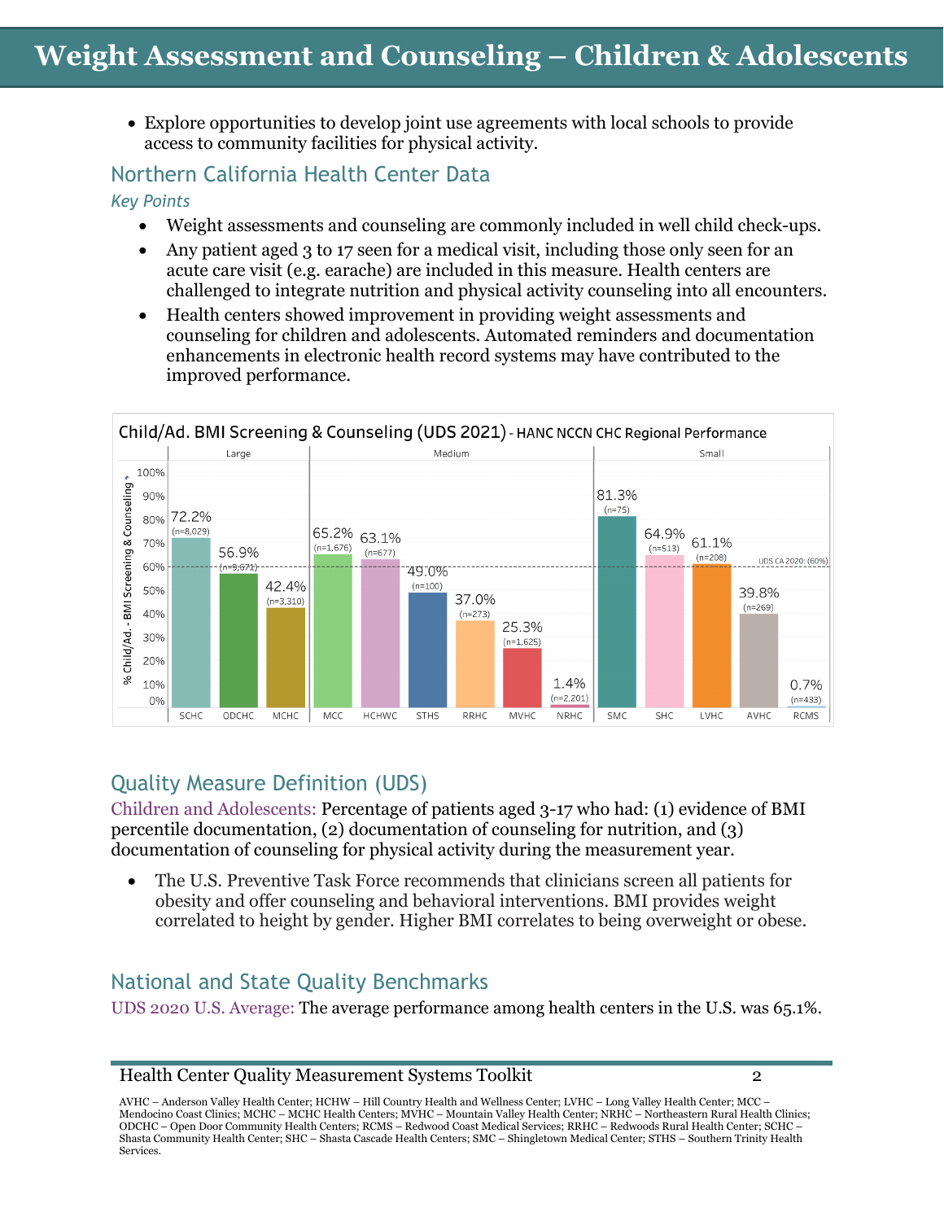# Weight Assessment and Counseling – Children & Adolescents

- Explore opportunities to develop joint use agreements with local schools to provide access to community facilities for physical activity.

## Northern California Health Center Data

*Key Points*

- Weight assessments and counseling are commonly included in well child check-ups.
- Any patient aged 3 to 17 seen for a medical visit, including those only seen for an acute care visit (e.g. earache) are included in this measure. Health centers are challenged to integrate nutrition and physical activity counseling into all encounters.
- Health centers showed improvement in providing weight assessments and counseling for children and adolescents. Automated reminders and documentation enhancements in electronic health record systems may have contributed to the improved performance.

**Child/Ad. BMI Screening & Counseling (UDS 2021)** - HANC NCCN CHC Regional Performance

| Size | Health Center | % Child/Ad. - BMI Screening & Counseling | n |
|---|---|---|---|
| Large | SCHC | 72.2% | 8,029 |
| Large | ODCHC | 56.9% | 9,671 |
| Large | MCHC | 42.4% | 3,310 |
| Medium | MCC | 65.2% | 1,676 |
| Medium | HCHWC | 63.1% | 677 |
| Medium | STHS | 49.0% | 100 |
| Medium | RRHC | 37.0% | 273 |
| Medium | MVHC | 25.3% | 1,625 |
| Medium | NRHC | 1.4% | 2,201 |
| Small | SMC | 81.3% | 75 |
| Small | SHC | 64.9% | 513 |
| Small | LVHC | 61.1% | 208 |
| Small | AVHC | 39.8% | 269 |
| Small | RCMS | 0.7% | 433 |

UDS CA 2020: (60%)

## Quality Measure Definition (UDS)

Children and Adolescents: Percentage of patients aged 3-17 who had: (1) evidence of BMI percentile documentation, (2) documentation of counseling for nutrition, and (3) documentation of counseling for physical activity during the measurement year.

- The U.S. Preventive Task Force recommends that clinicians screen all patients for obesity and offer counseling and behavioral interventions. BMI provides weight correlated to height by gender. Higher BMI correlates to being overweight or obese.

## National and State Quality Benchmarks

UDS 2020 U.S. Average: The average performance among health centers in the U.S. was 65.1%.

AVHC – Anderson Valley Health Center; HCHW – Hill Country Health and Wellness Center; LVHC – Long Valley Health Center; MCC – Mendocino Coast Clinics; MCHC – MCHC Health Centers; MVHC – Mountain Valley Health Center; NRHC – Northeastern Rural Health Clinics; ODCHC – Open Door Community Health Centers; RCMS – Redwood Coast Medical Services; RRHC – Redwoods Rural Health Center; SCHC – Shasta Community Health Center; SHC – Shasta Cascade Health Centers; SMC – Shingletown Medical Center; STHS – Southern Trinity Health Services.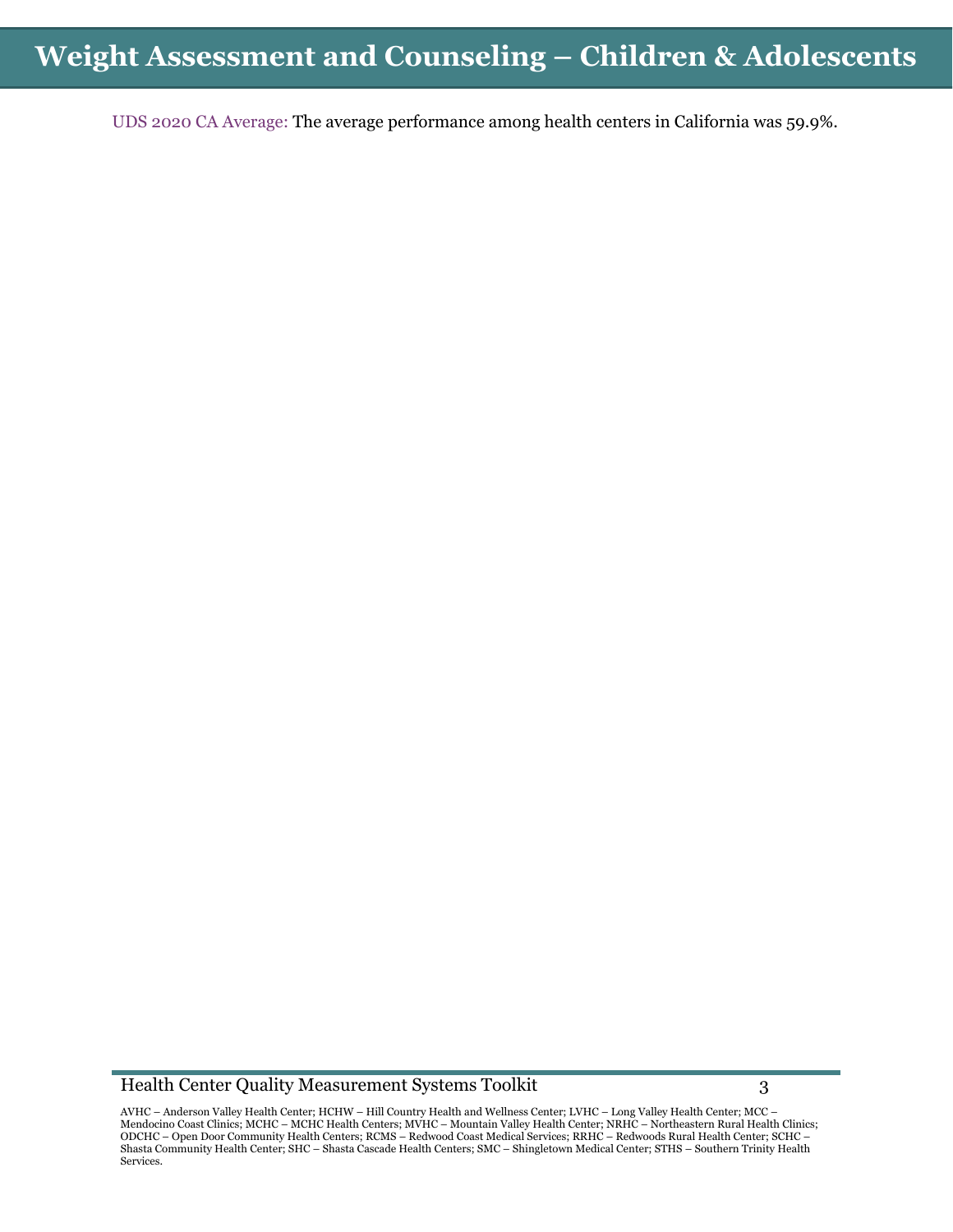# Weight Assessment and Counseling – Children & Adolescents

UDS 2020 CA Average: The average performance among health centers in California was 59.9%.

AVHC – Anderson Valley Health Center; HCHW – Hill Country Health and Wellness Center; LVHC – Long Valley Health Center; MCC – Mendocino Coast Clinics; MCHC – MCHC Health Centers; MVHC – Mountain Valley Health Center; NRHC – Northeastern Rural Health Clinics; ODCHC – Open Door Community Health Centers; RCMS – Redwood Coast Medical Services; RRHC – Redwoods Rural Health Center; SCHC – Shasta Community Health Center; SHC – Shasta Cascade Health Centers; SMC – Shingletown Medical Center; STHS – Southern Trinity Health Services.